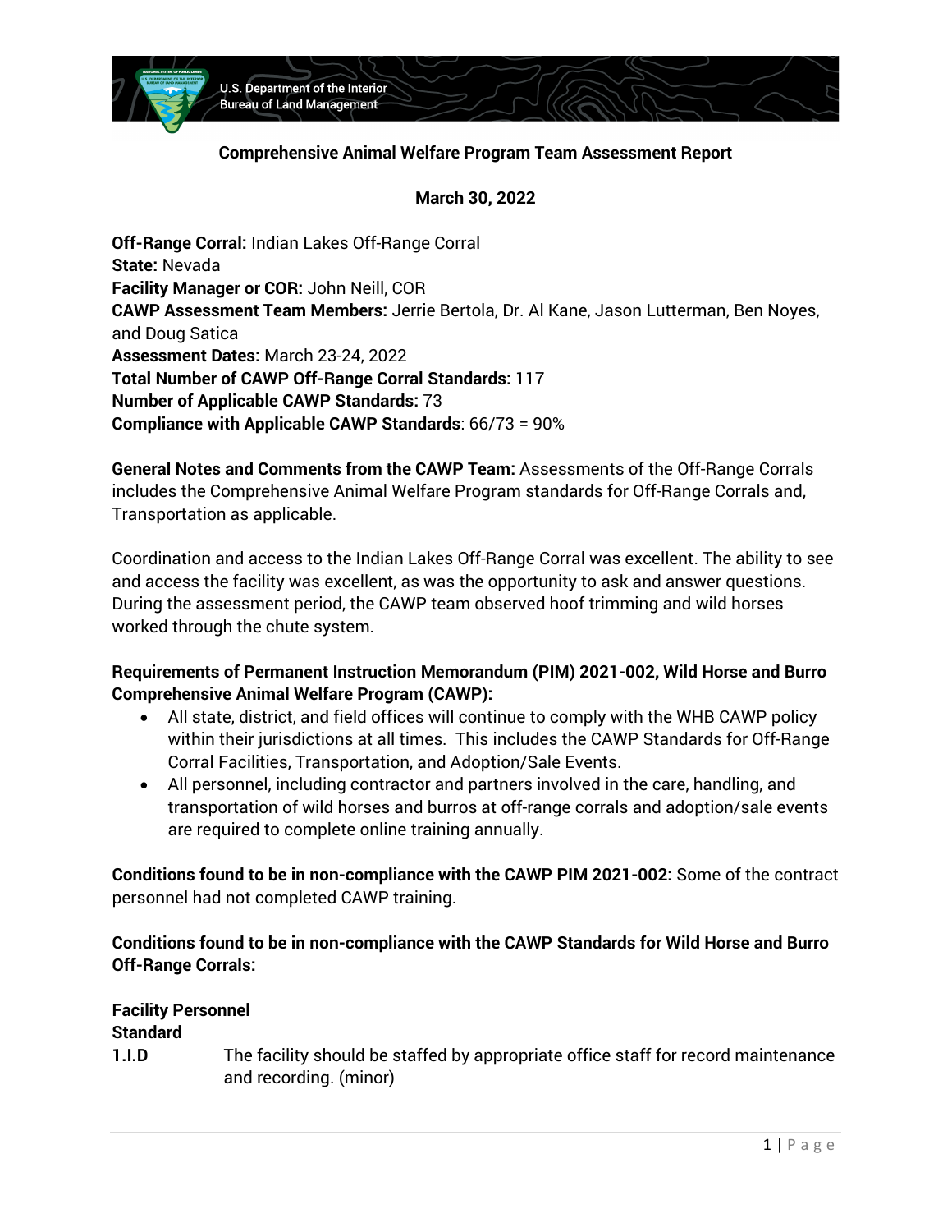U.S. Department of the Interior
Bureau of Land Management

**Comprehensive Animal Welfare Program Team Assessment Report**

**March 30, 2022**

**Off-Range Corral:** Indian Lakes Off-Range Corral
**State:** Nevada
**Facility Manager or COR:** John Neill, COR
**CAWP Assessment Team Members:** Jerrie Bertola, Dr. Al Kane, Jason Lutterman, Ben Noyes, and Doug Satica
**Assessment Dates:** March 23-24, 2022
**Total Number of CAWP Off-Range Corral Standards:** 117
**Number of Applicable CAWP Standards:** 73
**Compliance with Applicable CAWP Standards**: 66/73 = 90%

**General Notes and Comments from the CAWP Team:** Assessments of the Off-Range Corrals includes the Comprehensive Animal Welfare Program standards for Off-Range Corrals and, Transportation as applicable.

Coordination and access to the Indian Lakes Off-Range Corral was excellent. The ability to see and access the facility was excellent, as was the opportunity to ask and answer questions. During the assessment period, the CAWP team observed hoof trimming and wild horses worked through the chute system.

**Requirements of Permanent Instruction Memorandum (PIM) 2021-002, Wild Horse and Burro Comprehensive Animal Welfare Program (CAWP):**

- All state, district, and field offices will continue to comply with the WHB CAWP policy within their jurisdictions at all times. This includes the CAWP Standards for Off-Range Corral Facilities, Transportation, and Adoption/Sale Events.
- All personnel, including contractor and partners involved in the care, handling, and transportation of wild horses and burros at off-range corrals and adoption/sale events are required to complete online training annually.

**Conditions found to be in non-compliance with the CAWP PIM 2021-002:** Some of the contract personnel had not completed CAWP training.

**Conditions found to be in non-compliance with the CAWP Standards for Wild Horse and Burro Off-Range Corrals:**

**Facility Personnel**

**Standard**

**1.I.D** The facility should be staffed by appropriate office staff for record maintenance and recording. (minor)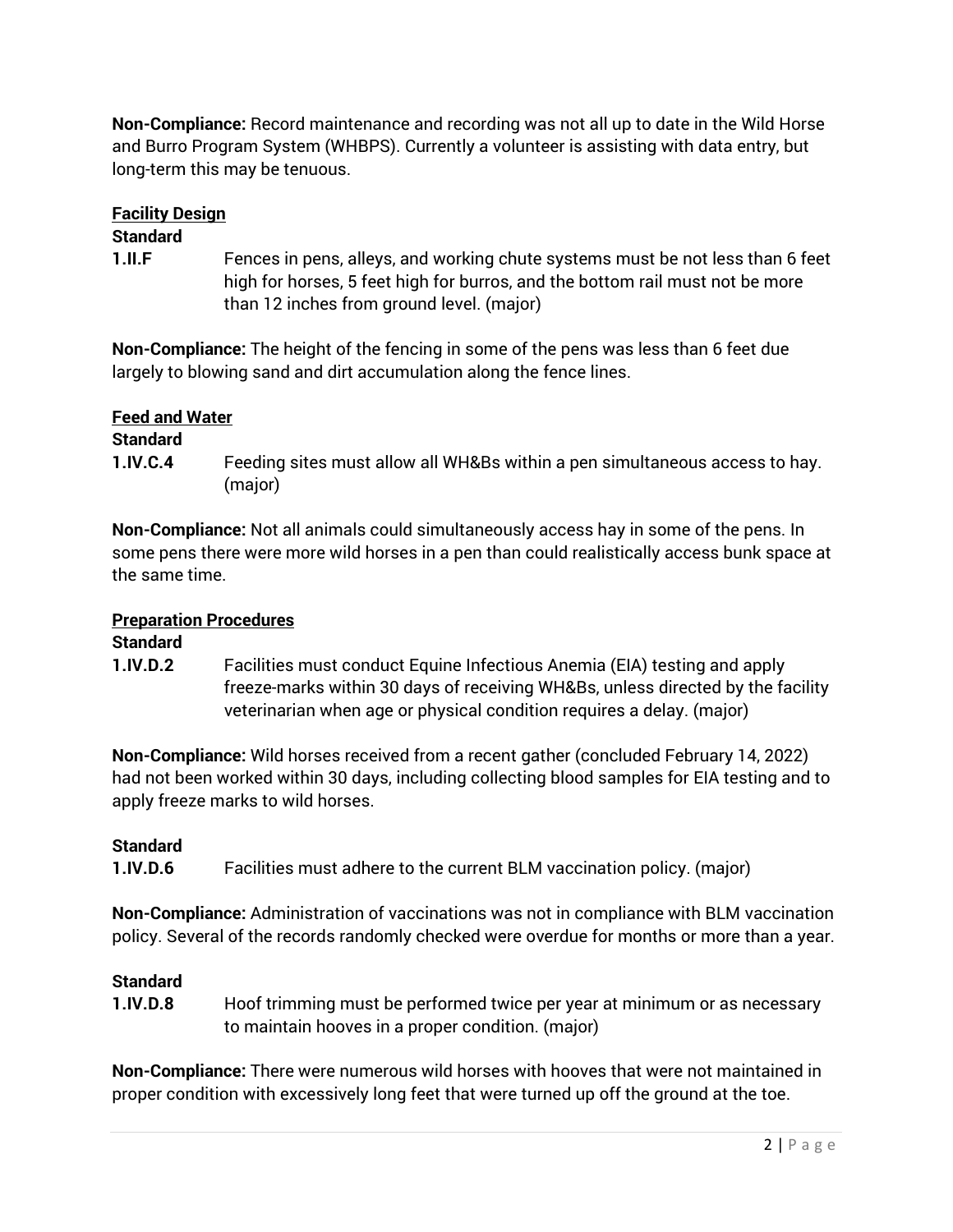**Non-Compliance:** Record maintenance and recording was not all up to date in the Wild Horse and Burro Program System (WHBPS). Currently a volunteer is assisting with data entry, but long-term this may be tenuous.

**Facility Design**

**Standard**

**1.II.F** Fences in pens, alleys, and working chute systems must be not less than 6 feet high for horses, 5 feet high for burros, and the bottom rail must not be more than 12 inches from ground level. (major)

**Non-Compliance:** The height of the fencing in some of the pens was less than 6 feet due largely to blowing sand and dirt accumulation along the fence lines.

**Feed and Water**

**Standard**

**1.IV.C.4** Feeding sites must allow all WH&Bs within a pen simultaneous access to hay. (major)

**Non-Compliance:** Not all animals could simultaneously access hay in some of the pens. In some pens there were more wild horses in a pen than could realistically access bunk space at the same time.

**Preparation Procedures**

**Standard**

**1.IV.D.2** Facilities must conduct Equine Infectious Anemia (EIA) testing and apply freeze-marks within 30 days of receiving WH&Bs, unless directed by the facility veterinarian when age or physical condition requires a delay. (major)

**Non-Compliance:** Wild horses received from a recent gather (concluded February 14, 2022) had not been worked within 30 days, including collecting blood samples for EIA testing and to apply freeze marks to wild horses.

**Standard**

**1.IV.D.6** Facilities must adhere to the current BLM vaccination policy. (major)

**Non-Compliance:** Administration of vaccinations was not in compliance with BLM vaccination policy. Several of the records randomly checked were overdue for months or more than a year.

**Standard**

**1.IV.D.8** Hoof trimming must be performed twice per year at minimum or as necessary to maintain hooves in a proper condition. (major)

**Non-Compliance:** There were numerous wild horses with hooves that were not maintained in proper condition with excessively long feet that were turned up off the ground at the toe.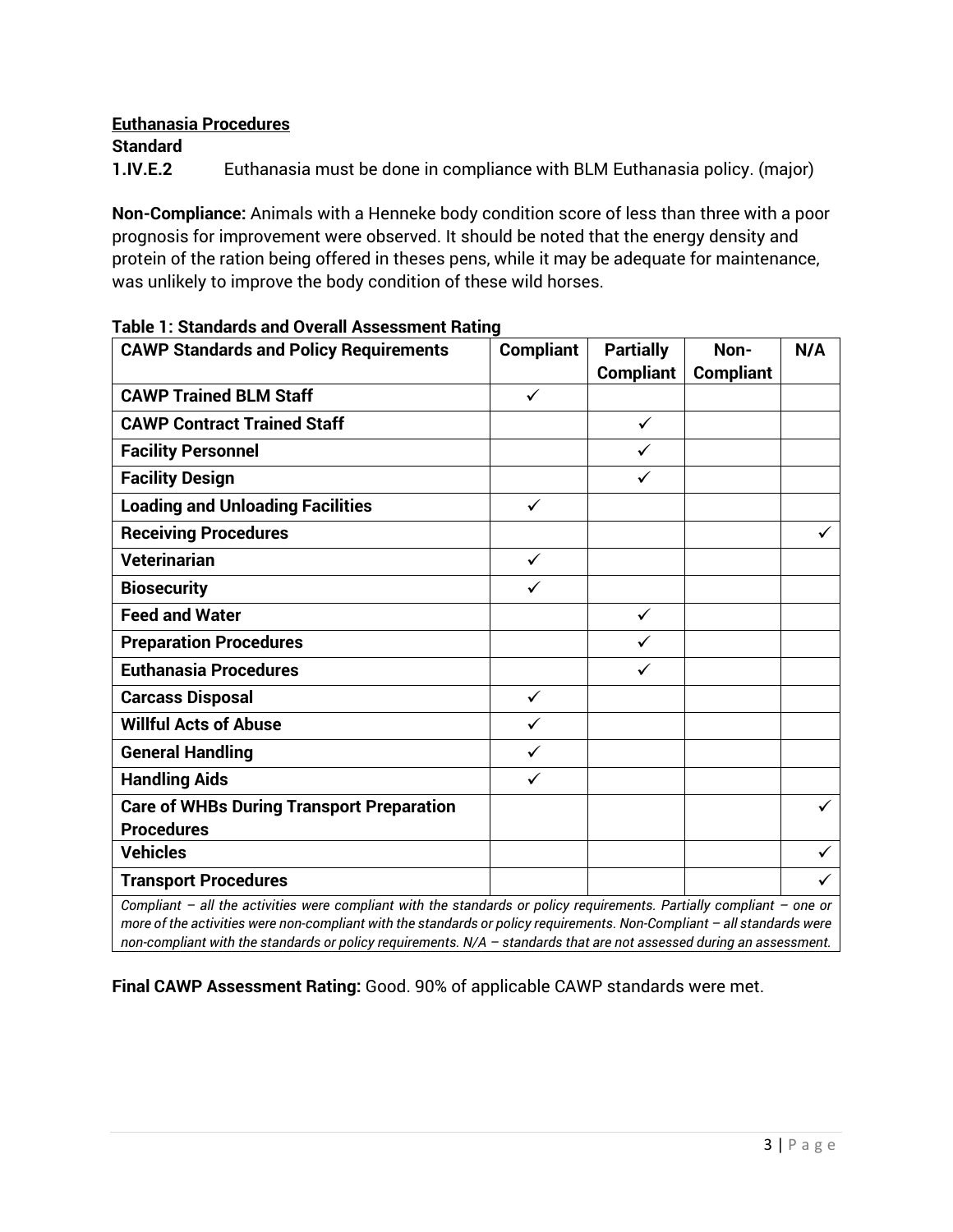**Euthanasia Procedures**

**Standard**

**1.IV.E.2** Euthanasia must be done in compliance with BLM Euthanasia policy. (major)

**Non-Compliance:** Animals with a Henneke body condition score of less than three with a poor prognosis for improvement were observed. It should be noted that the energy density and protein of the ration being offered in theses pens, while it may be adequate for maintenance, was unlikely to improve the body condition of these wild horses.

**Table 1: Standards and Overall Assessment Rating**

| CAWP Standards and Policy Requirements | Compliant | Partially Compliant | Non-Compliant | N/A |
|---|---|---|---|---|
| **CAWP Trained BLM Staff** | ✓ | | | |
| **CAWP Contract Trained Staff** | | ✓ | | |
| **Facility Personnel** | | ✓ | | |
| **Facility Design** | | ✓ | | |
| **Loading and Unloading Facilities** | ✓ | | | |
| **Receiving Procedures** | | | | ✓ |
| **Veterinarian** | ✓ | | | |
| **Biosecurity** | ✓ | | | |
| **Feed and Water** | | ✓ | | |
| **Preparation Procedures** | | ✓ | | |
| **Euthanasia Procedures** | | ✓ | | |
| **Carcass Disposal** | ✓ | | | |
| **Willful Acts of Abuse** | ✓ | | | |
| **General Handling** | ✓ | | | |
| **Handling Aids** | ✓ | | | |
| **Care of WHBs During Transport Preparation Procedures** | | | | ✓ |
| **Vehicles** | | | | ✓ |
| **Transport Procedures** | | | | ✓ |

*Compliant – all the activities were compliant with the standards or policy requirements. Partially compliant – one or more of the activities were non-compliant with the standards or policy requirements. Non-Compliant – all standards were non-compliant with the standards or policy requirements. N/A – standards that are not assessed during an assessment.*

**Final CAWP Assessment Rating:** Good. 90% of applicable CAWP standards were met.